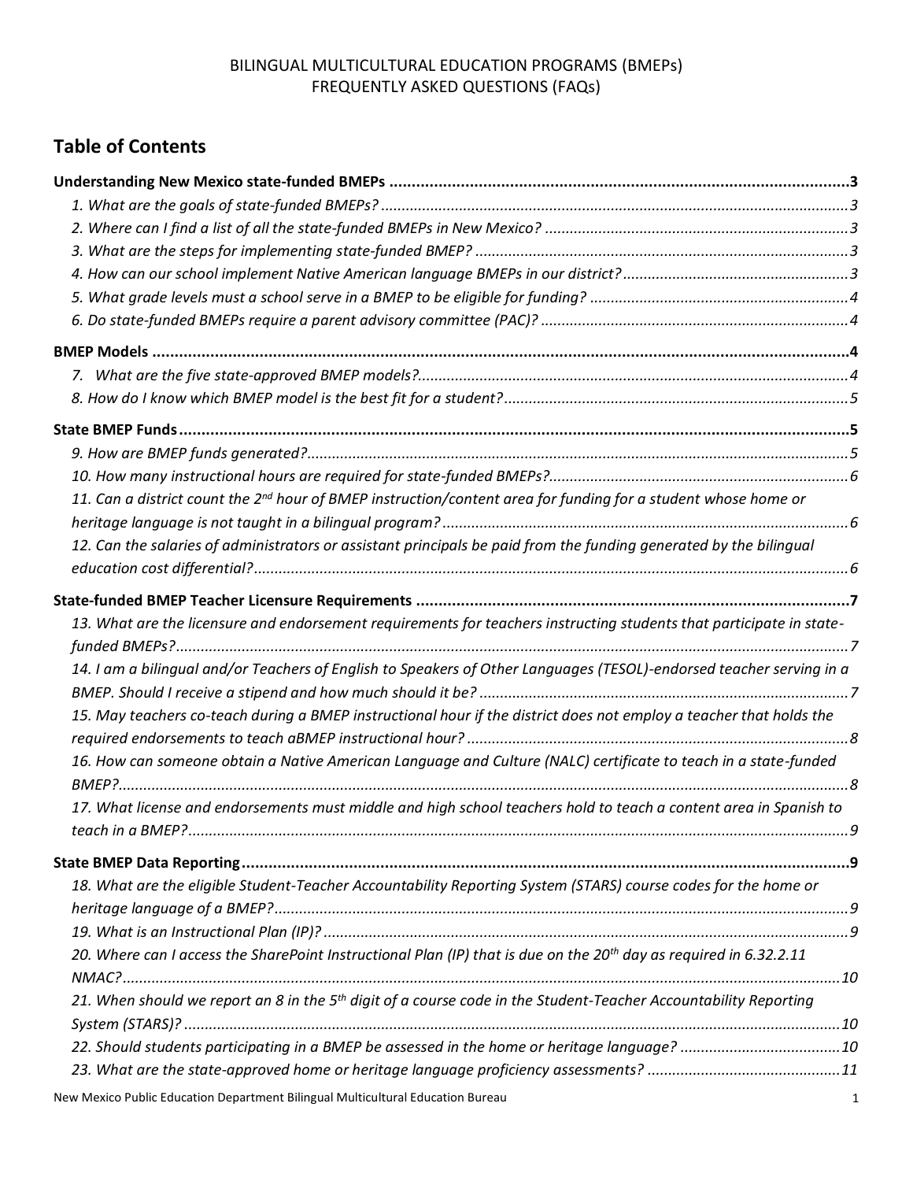BILINGUAL MULTICULTURAL EDUCATION PROGRAMS (BMEPs)
FREQUENTLY ASKED QUESTIONS (FAQs)

## Table of Contents

**Understanding New Mexico state-funded BMEPs** .......... **3**

*1. What are the goals of state-funded BMEPs?* .......... *3*

*2. Where can I find a list of all the state-funded BMEPs in New Mexico?* .......... *3*

*3. What are the steps for implementing state-funded BMEP?* .......... *3*

*4. How can our school implement Native American language BMEPs in our district?* .......... *3*

*5. What grade levels must a school serve in a BMEP to be eligible for funding?* .......... *4*

*6. Do state-funded BMEPs require a parent advisory committee (PAC)?* .......... *4*

**BMEP Models** .......... **4**

*7. What are the five state-approved BMEP models?* .......... *4*

*8. How do I know which BMEP model is the best fit for a student?* .......... *5*

**State BMEP Funds** .......... **5**

*9. How are BMEP funds generated?* .......... *5*

*10. How many instructional hours are required for state-funded BMEPs?* .......... *6*

*11. Can a district count the 2nd hour of BMEP instruction/content area for funding for a student whose home or heritage language is not taught in a bilingual program?* .......... *6*

*12. Can the salaries of administrators or assistant principals be paid from the funding generated by the bilingual education cost differential?* .......... *6*

**State-funded BMEP Teacher Licensure Requirements** .......... **7**

*13. What are the licensure and endorsement requirements for teachers instructing students that participate in state-funded BMEPs?* .......... *7*

*14. I am a bilingual and/or Teachers of English to Speakers of Other Languages (TESOL)-endorsed teacher serving in a BMEP. Should I receive a stipend and how much should it be?* .......... *7*

*15. May teachers co-teach during a BMEP instructional hour if the district does not employ a teacher that holds the required endorsements to teach aBMEP instructional hour?* .......... *8*

*16. How can someone obtain a Native American Language and Culture (NALC) certificate to teach in a state-funded BMEP?* .......... *8*

*17. What license and endorsements must middle and high school teachers hold to teach a content area in Spanish to teach in a BMEP?* .......... *9*

**State BMEP Data Reporting** .......... **9**

*18. What are the eligible Student-Teacher Accountability Reporting System (STARS) course codes for the home or heritage language of a BMEP?* .......... *9*

*19. What is an Instructional Plan (IP)?* .......... *9*

*20. Where can I access the SharePoint Instructional Plan (IP) that is due on the 20th day as required in 6.32.2.11 NMAC?* .......... *10*

*21. When should we report an 8 in the 5th digit of a course code in the Student-Teacher Accountability Reporting System (STARS)?* .......... *10*

*22. Should students participating in a BMEP be assessed in the home or heritage language?* .......... *10*

*23. What are the state-approved home or heritage language proficiency assessments?* .......... *11*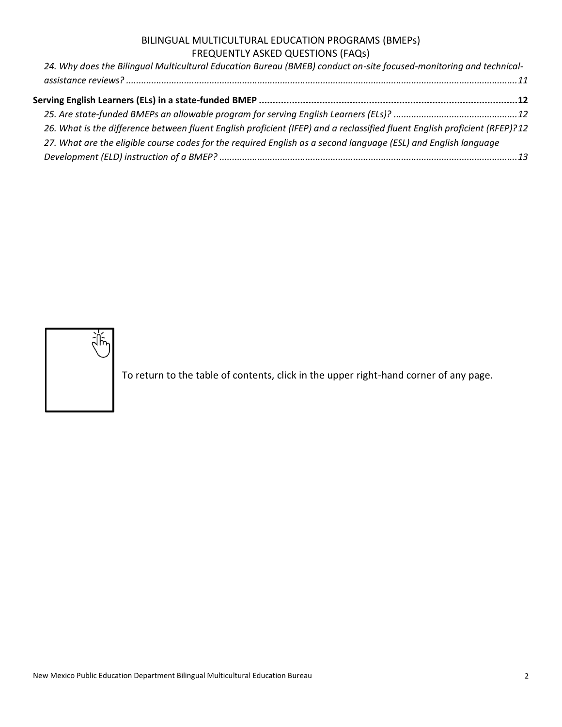*24. Why does the Bilingual Multicultural Education Bureau (BMEB) conduct on-site focused-monitoring and technical-assistance reviews? ......... 11*

**Serving English Learners (ELs) in a state-funded BMEP ......... 12**

*25. Are state-funded BMEPs an allowable program for serving English Learners (ELs)? ......... 12*

*26. What is the difference between fluent English proficient (IFEP) and a reclassified fluent English proficient (RFEP)? 12*

*27. What are the eligible course codes for the required English as a second language (ESL) and English language Development (ELD) instruction of a BMEP? ......... 13*

To return to the table of contents, click in the upper right-hand corner of any page.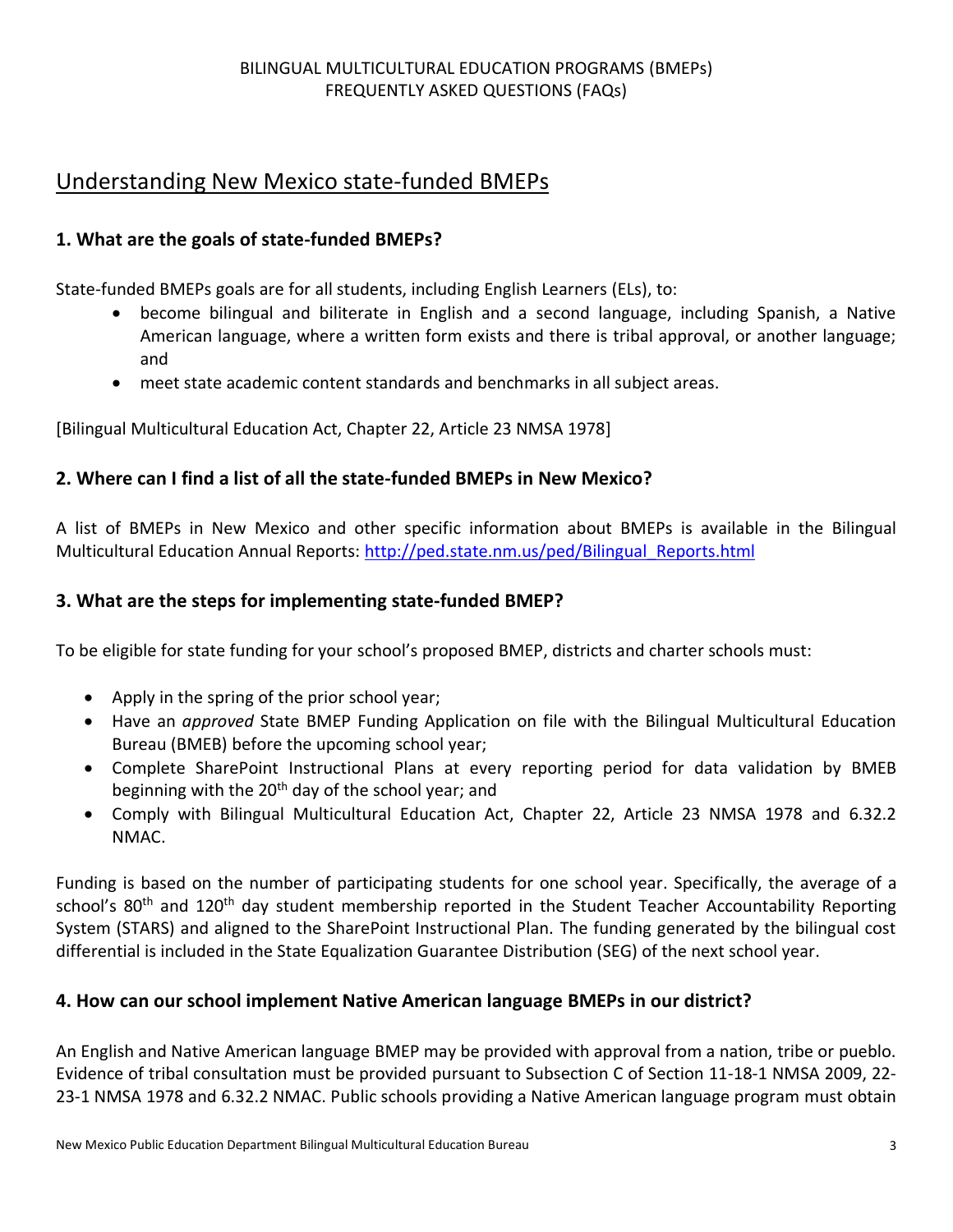BILINGUAL MULTICULTURAL EDUCATION PROGRAMS (BMEPs)
FREQUENTLY ASKED QUESTIONS (FAQs)

## Understanding New Mexico state-funded BMEPs

### 1. What are the goals of state-funded BMEPs?

State-funded BMEPs goals are for all students, including English Learners (ELs), to:

- become bilingual and biliterate in English and a second language, including Spanish, a Native American language, where a written form exists and there is tribal approval, or another language; and
- meet state academic content standards and benchmarks in all subject areas.

[Bilingual Multicultural Education Act, Chapter 22, Article 23 NMSA 1978]

### 2. Where can I find a list of all the state-funded BMEPs in New Mexico?

A list of BMEPs in New Mexico and other specific information about BMEPs is available in the Bilingual Multicultural Education Annual Reports: http://ped.state.nm.us/ped/Bilingual_Reports.html

### 3. What are the steps for implementing state-funded BMEP?

To be eligible for state funding for your school's proposed BMEP, districts and charter schools must:

- Apply in the spring of the prior school year;
- Have an *approved* State BMEP Funding Application on file with the Bilingual Multicultural Education Bureau (BMEB) before the upcoming school year;
- Complete SharePoint Instructional Plans at every reporting period for data validation by BMEB beginning with the 20th day of the school year; and
- Comply with Bilingual Multicultural Education Act, Chapter 22, Article 23 NMSA 1978 and 6.32.2 NMAC.

Funding is based on the number of participating students for one school year. Specifically, the average of a school's 80th and 120th day student membership reported in the Student Teacher Accountability Reporting System (STARS) and aligned to the SharePoint Instructional Plan. The funding generated by the bilingual cost differential is included in the State Equalization Guarantee Distribution (SEG) of the next school year.

### 4. How can our school implement Native American language BMEPs in our district?

An English and Native American language BMEP may be provided with approval from a nation, tribe or pueblo. Evidence of tribal consultation must be provided pursuant to Subsection C of Section 11-18-1 NMSA 2009, 22-23-1 NMSA 1978 and 6.32.2 NMAC. Public schools providing a Native American language program must obtain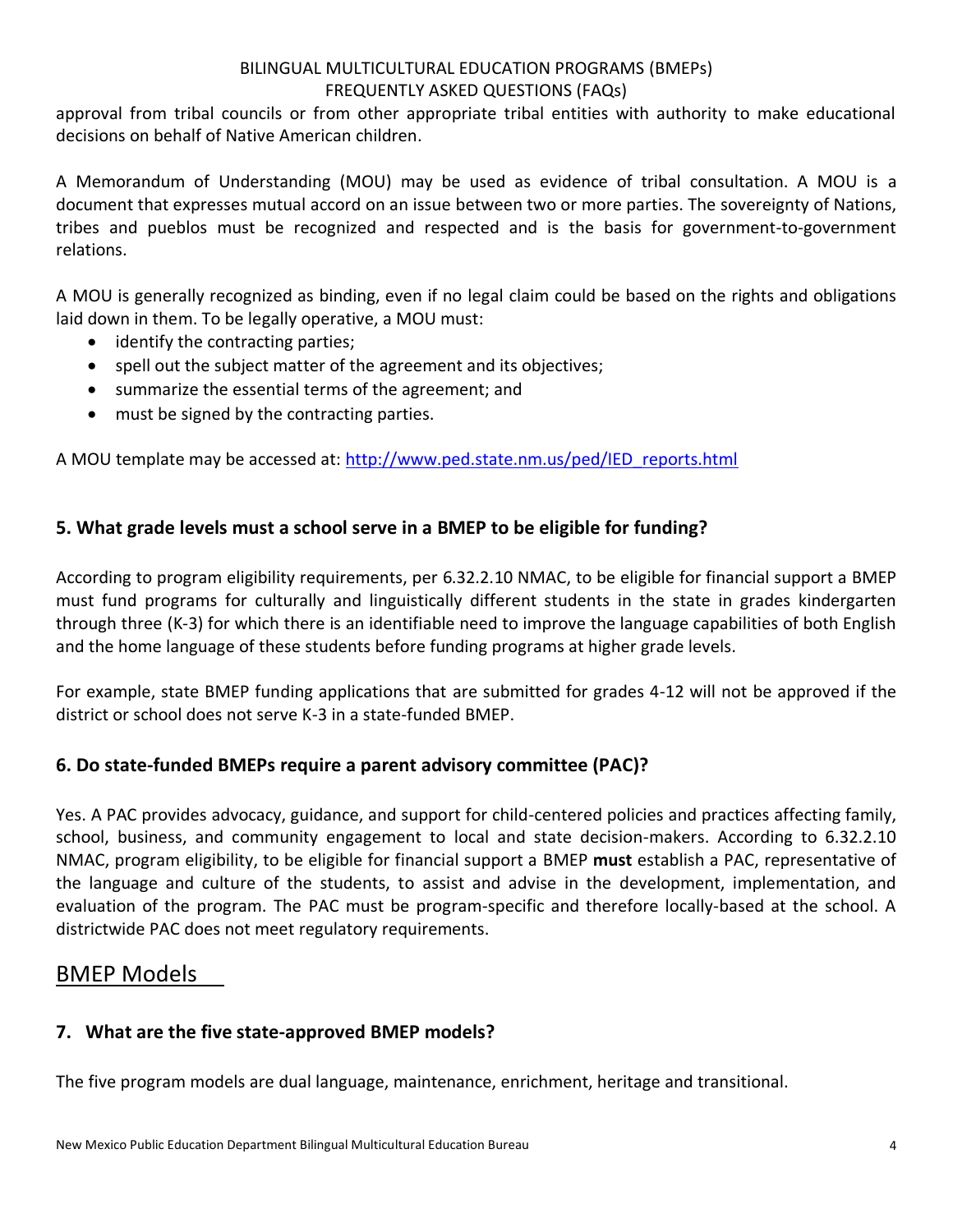approval from tribal councils or from other appropriate tribal entities with authority to make educational decisions on behalf of Native American children.

A Memorandum of Understanding (MOU) may be used as evidence of tribal consultation. A MOU is a document that expresses mutual accord on an issue between two or more parties. The sovereignty of Nations, tribes and pueblos must be recognized and respected and is the basis for government-to-government relations.

A MOU is generally recognized as binding, even if no legal claim could be based on the rights and obligations laid down in them. To be legally operative, a MOU must:

- identify the contracting parties;
- spell out the subject matter of the agreement and its objectives;
- summarize the essential terms of the agreement; and
- must be signed by the contracting parties.

A MOU template may be accessed at: [http://www.ped.state.nm.us/ped/IED_reports.html](http://www.ped.state.nm.us/ped/IED_reports.html)

### 5. What grade levels must a school serve in a BMEP to be eligible for funding?

According to program eligibility requirements, per 6.32.2.10 NMAC, to be eligible for financial support a BMEP must fund programs for culturally and linguistically different students in the state in grades kindergarten through three (K-3) for which there is an identifiable need to improve the language capabilities of both English and the home language of these students before funding programs at higher grade levels.

For example, state BMEP funding applications that are submitted for grades 4-12 will not be approved if the district or school does not serve K-3 in a state-funded BMEP.

### 6. Do state-funded BMEPs require a parent advisory committee (PAC)?

Yes. A PAC provides advocacy, guidance, and support for child-centered policies and practices affecting family, school, business, and community engagement to local and state decision-makers. According to 6.32.2.10 NMAC, program eligibility, to be eligible for financial support a BMEP **must** establish a PAC, representative of the language and culture of the students, to assist and advise in the development, implementation, and evaluation of the program. The PAC must be program-specific and therefore locally-based at the school. A districtwide PAC does not meet regulatory requirements.

## BMEP Models

### 7. What are the five state-approved BMEP models?

The five program models are dual language, maintenance, enrichment, heritage and transitional.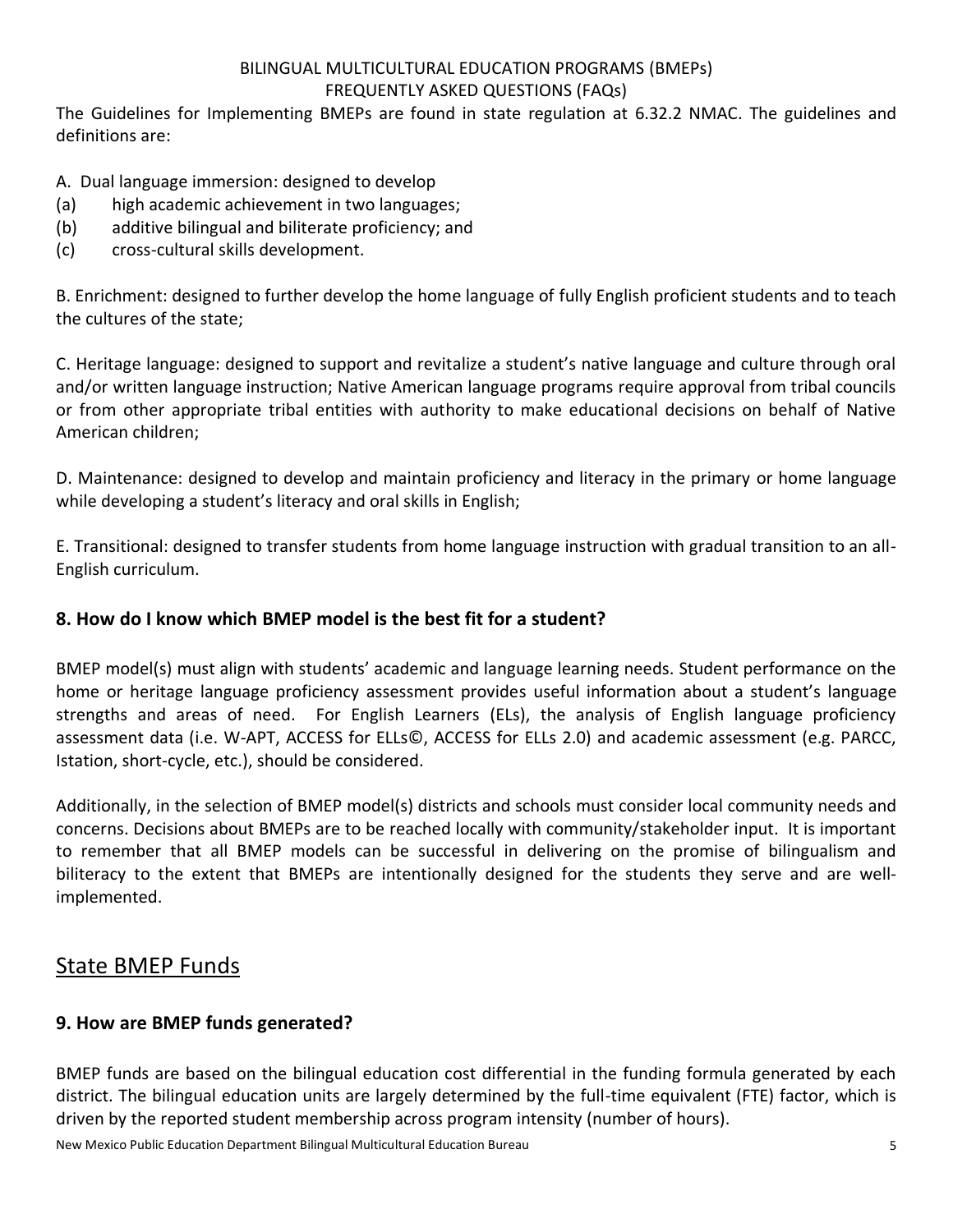BILINGUAL MULTICULTURAL EDUCATION PROGRAMS (BMEPs)
FREQUENTLY ASKED QUESTIONS (FAQs)

The Guidelines for Implementing BMEPs are found in state regulation at 6.32.2 NMAC. The guidelines and definitions are:

A. Dual language immersion: designed to develop
(a) high academic achievement in two languages;
(b) additive bilingual and biliterate proficiency; and
(c) cross-cultural skills development.

B. Enrichment: designed to further develop the home language of fully English proficient students and to teach the cultures of the state;

C. Heritage language: designed to support and revitalize a student's native language and culture through oral and/or written language instruction; Native American language programs require approval from tribal councils or from other appropriate tribal entities with authority to make educational decisions on behalf of Native American children;

D. Maintenance: designed to develop and maintain proficiency and literacy in the primary or home language while developing a student's literacy and oral skills in English;

E. Transitional: designed to transfer students from home language instruction with gradual transition to an all-English curriculum.

### 8. How do I know which BMEP model is the best fit for a student?

BMEP model(s) must align with students' academic and language learning needs. Student performance on the home or heritage language proficiency assessment provides useful information about a student's language strengths and areas of need. For English Learners (ELs), the analysis of English language proficiency assessment data (i.e. W-APT, ACCESS for ELLs©, ACCESS for ELLs 2.0) and academic assessment (e.g. PARCC, Istation, short-cycle, etc.), should be considered.

Additionally, in the selection of BMEP model(s) districts and schools must consider local community needs and concerns. Decisions about BMEPs are to be reached locally with community/stakeholder input. It is important to remember that all BMEP models can be successful in delivering on the promise of bilingualism and biliteracy to the extent that BMEPs are intentionally designed for the students they serve and are well-implemented.

## State BMEP Funds

### 9. How are BMEP funds generated?

BMEP funds are based on the bilingual education cost differential in the funding formula generated by each district. The bilingual education units are largely determined by the full-time equivalent (FTE) factor, which is driven by the reported student membership across program intensity (number of hours).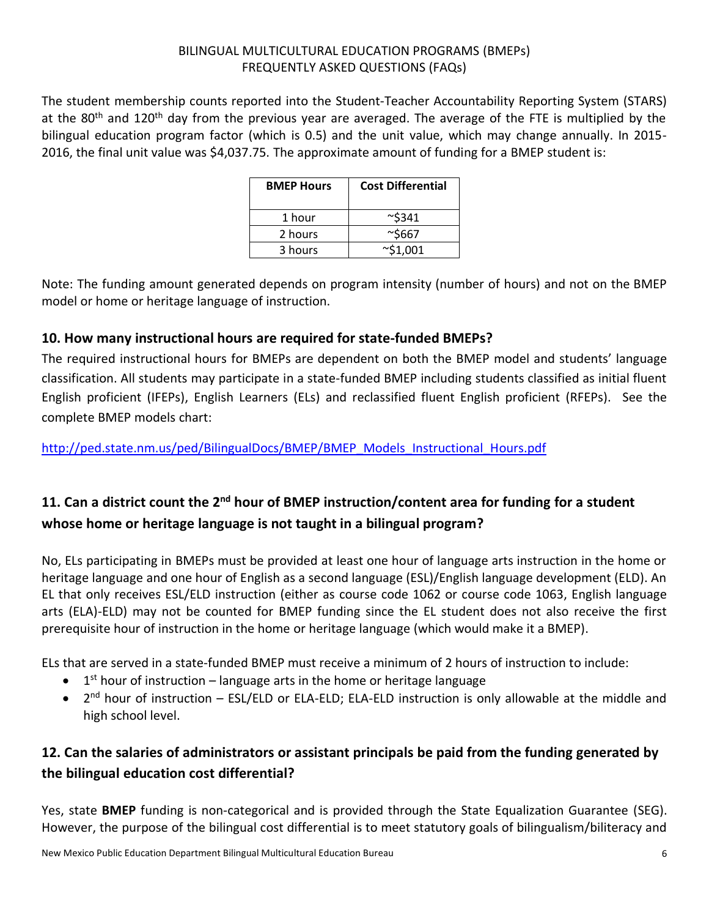BILINGUAL MULTICULTURAL EDUCATION PROGRAMS (BMEPs)
FREQUENTLY ASKED QUESTIONS (FAQs)

The student membership counts reported into the Student-Teacher Accountability Reporting System (STARS) at the 80th and 120th day from the previous year are averaged. The average of the FTE is multiplied by the bilingual education program factor (which is 0.5) and the unit value, which may change annually. In 2015-2016, the final unit value was $4,037.75. The approximate amount of funding for a BMEP student is:

| BMEP Hours | Cost Differential |
|---|---|
| 1 hour | ~$341 |
| 2 hours | ~$667 |
| 3 hours | ~$1,001 |

Note: The funding amount generated depends on program intensity (number of hours) and not on the BMEP model or home or heritage language of instruction.

## 10. How many instructional hours are required for state-funded BMEPs?

The required instructional hours for BMEPs are dependent on both the BMEP model and students' language classification. All students may participate in a state-funded BMEP including students classified as initial fluent English proficient (IFEPs), English Learners (ELs) and reclassified fluent English proficient (RFEPs). See the complete BMEP models chart:

http://ped.state.nm.us/ped/BilingualDocs/BMEP/BMEP_Models_Instructional_Hours.pdf

## 11. Can a district count the 2nd hour of BMEP instruction/content area for funding for a student whose home or heritage language is not taught in a bilingual program?

No, ELs participating in BMEPs must be provided at least one hour of language arts instruction in the home or heritage language and one hour of English as a second language (ESL)/English language development (ELD). An EL that only receives ESL/ELD instruction (either as course code 1062 or course code 1063, English language arts (ELA)-ELD) may not be counted for BMEP funding since the EL student does not also receive the first prerequisite hour of instruction in the home or heritage language (which would make it a BMEP).

ELs that are served in a state-funded BMEP must receive a minimum of 2 hours of instruction to include:

- 1st hour of instruction – language arts in the home or heritage language
- 2nd hour of instruction – ESL/ELD or ELA-ELD; ELA-ELD instruction is only allowable at the middle and high school level.

## 12. Can the salaries of administrators or assistant principals be paid from the funding generated by the bilingual education cost differential?

Yes, state **BMEP** funding is non-categorical and is provided through the State Equalization Guarantee (SEG). However, the purpose of the bilingual cost differential is to meet statutory goals of bilingualism/biliteracy and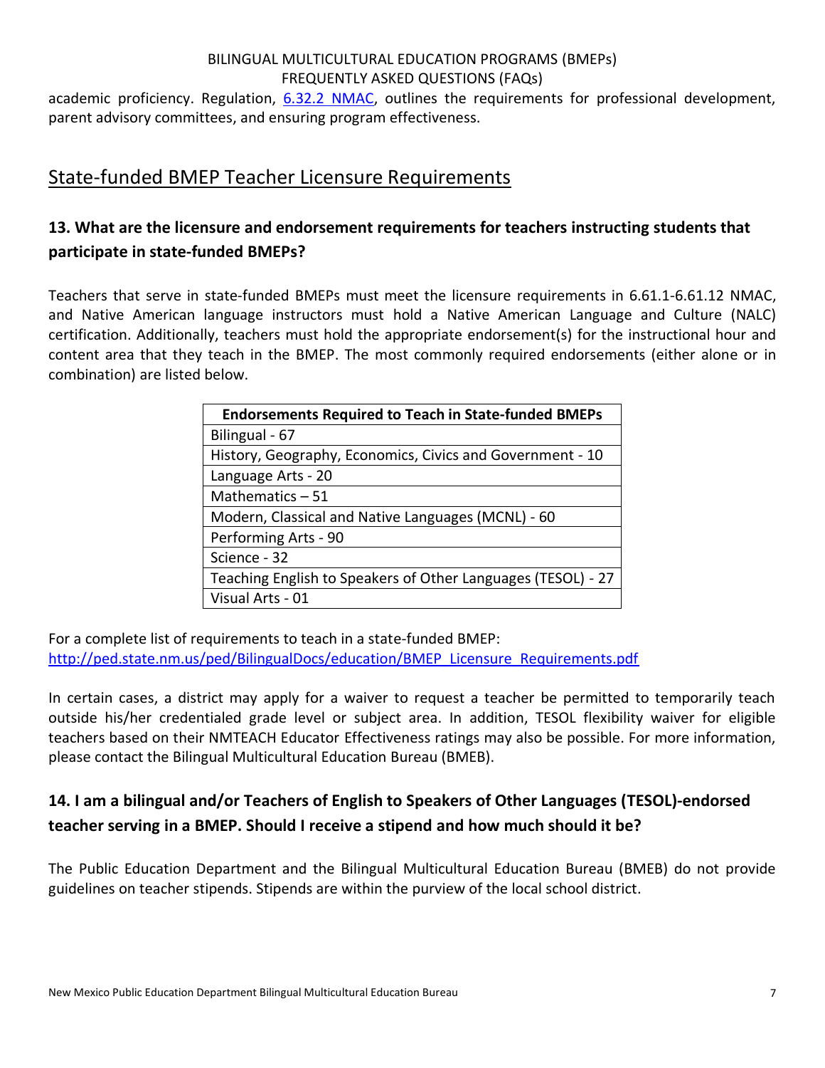academic proficiency. Regulation, [6.32.2 NMAC](), outlines the requirements for professional development, parent advisory committees, and ensuring program effectiveness.

## State-funded BMEP Teacher Licensure Requirements

### 13. What are the licensure and endorsement requirements for teachers instructing students that participate in state-funded BMEPs?

Teachers that serve in state-funded BMEPs must meet the licensure requirements in 6.61.1-6.61.12 NMAC, and Native American language instructors must hold a Native American Language and Culture (NALC) certification. Additionally, teachers must hold the appropriate endorsement(s) for the instructional hour and content area that they teach in the BMEP. The most commonly required endorsements (either alone or in combination) are listed below.

| Endorsements Required to Teach in State-funded BMEPs |
|---|
| Bilingual - 67 |
| History, Geography, Economics, Civics and Government - 10 |
| Language Arts - 20 |
| Mathematics – 51 |
| Modern, Classical and Native Languages (MCNL) - 60 |
| Performing Arts - 90 |
| Science - 32 |
| Teaching English to Speakers of Other Languages (TESOL) - 27 |
| Visual Arts - 01 |

For a complete list of requirements to teach in a state-funded BMEP:
http://ped.state.nm.us/ped/BilingualDocs/education/BMEP_Licensure_Requirements.pdf

In certain cases, a district may apply for a waiver to request a teacher be permitted to temporarily teach outside his/her credentialed grade level or subject area. In addition, TESOL flexibility waiver for eligible teachers based on their NMTEACH Educator Effectiveness ratings may also be possible. For more information, please contact the Bilingual Multicultural Education Bureau (BMEB).

### 14. I am a bilingual and/or Teachers of English to Speakers of Other Languages (TESOL)-endorsed teacher serving in a BMEP. Should I receive a stipend and how much should it be?

The Public Education Department and the Bilingual Multicultural Education Bureau (BMEB) do not provide guidelines on teacher stipends. Stipends are within the purview of the local school district.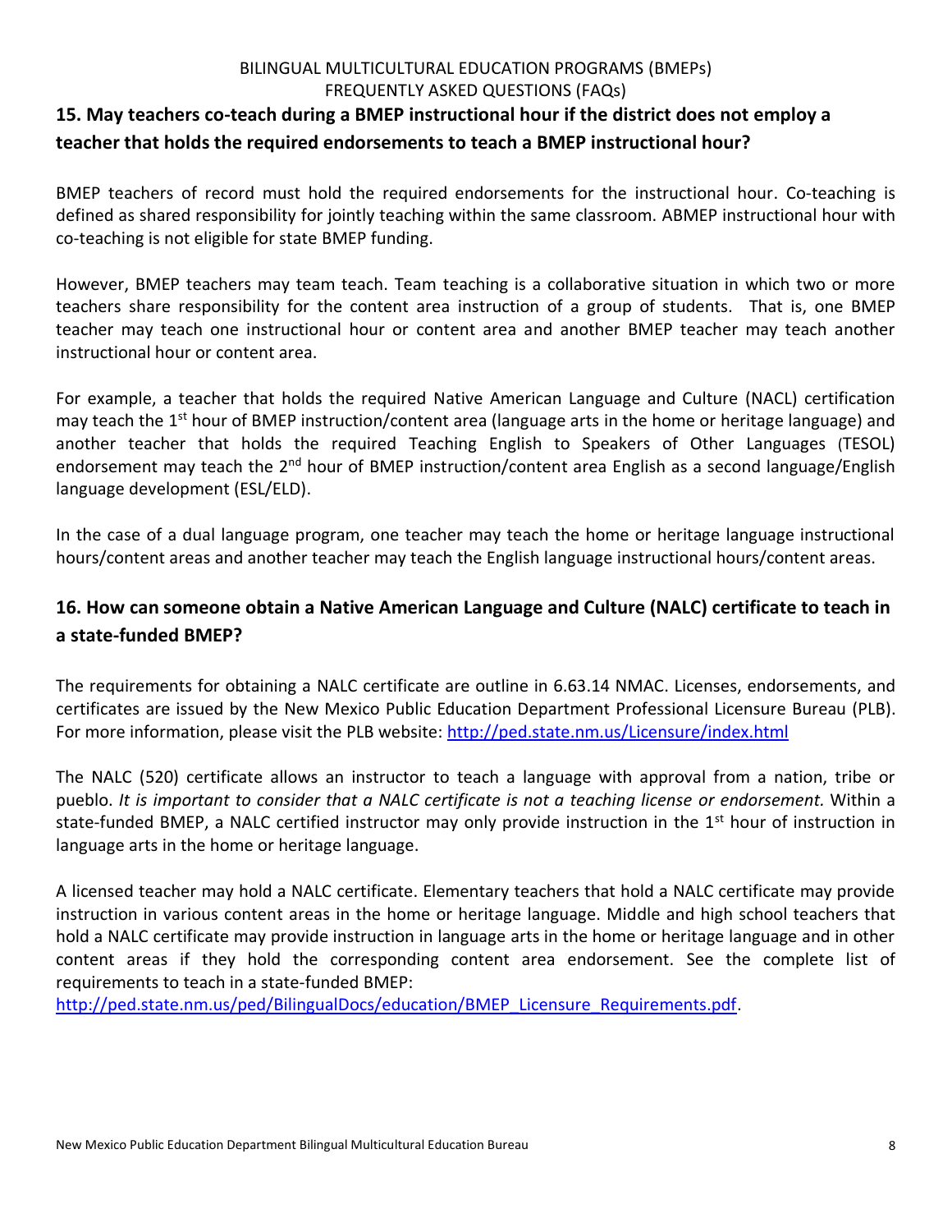## 15. May teachers co-teach during a BMEP instructional hour if the district does not employ a teacher that holds the required endorsements to teach a BMEP instructional hour?

BMEP teachers of record must hold the required endorsements for the instructional hour. Co-teaching is defined as shared responsibility for jointly teaching within the same classroom. ABMEP instructional hour with co-teaching is not eligible for state BMEP funding.

However, BMEP teachers may team teach. Team teaching is a collaborative situation in which two or more teachers share responsibility for the content area instruction of a group of students. That is, one BMEP teacher may teach one instructional hour or content area and another BMEP teacher may teach another instructional hour or content area.

For example, a teacher that holds the required Native American Language and Culture (NACL) certification may teach the 1st hour of BMEP instruction/content area (language arts in the home or heritage language) and another teacher that holds the required Teaching English to Speakers of Other Languages (TESOL) endorsement may teach the 2nd hour of BMEP instruction/content area English as a second language/English language development (ESL/ELD).

In the case of a dual language program, one teacher may teach the home or heritage language instructional hours/content areas and another teacher may teach the English language instructional hours/content areas.

## 16. How can someone obtain a Native American Language and Culture (NALC) certificate to teach in a state-funded BMEP?

The requirements for obtaining a NALC certificate are outline in 6.63.14 NMAC. Licenses, endorsements, and certificates are issued by the New Mexico Public Education Department Professional Licensure Bureau (PLB). For more information, please visit the PLB website: http://ped.state.nm.us/Licensure/index.html

The NALC (520) certificate allows an instructor to teach a language with approval from a nation, tribe or pueblo. *It is important to consider that a NALC certificate is not a teaching license or endorsement.* Within a state-funded BMEP, a NALC certified instructor may only provide instruction in the 1st hour of instruction in language arts in the home or heritage language.

A licensed teacher may hold a NALC certificate. Elementary teachers that hold a NALC certificate may provide instruction in various content areas in the home or heritage language. Middle and high school teachers that hold a NALC certificate may provide instruction in language arts in the home or heritage language and in other content areas if they hold the corresponding content area endorsement. See the complete list of requirements to teach in a state-funded BMEP:
http://ped.state.nm.us/ped/BilingualDocs/education/BMEP_Licensure_Requirements.pdf.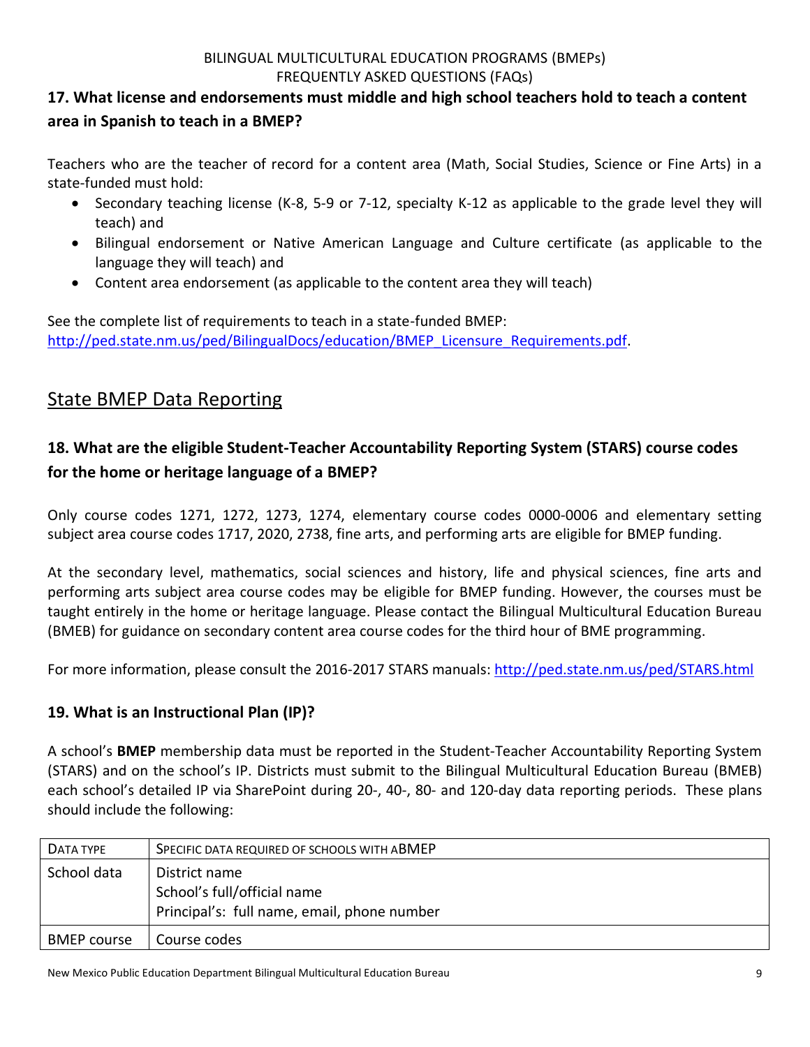### 17. What license and endorsements must middle and high school teachers hold to teach a content area in Spanish to teach in a BMEP?

Teachers who are the teacher of record for a content area (Math, Social Studies, Science or Fine Arts) in a state-funded must hold:

- Secondary teaching license (K-8, 5-9 or 7-12, specialty K-12 as applicable to the grade level they will teach) and
- Bilingual endorsement or Native American Language and Culture certificate (as applicable to the language they will teach) and
- Content area endorsement (as applicable to the content area they will teach)

See the complete list of requirements to teach in a state-funded BMEP: http://ped.state.nm.us/ped/BilingualDocs/education/BMEP_Licensure_Requirements.pdf.

## State BMEP Data Reporting

### 18. What are the eligible Student-Teacher Accountability Reporting System (STARS) course codes for the home or heritage language of a BMEP?

Only course codes 1271, 1272, 1273, 1274, elementary course codes 0000-0006 and elementary setting subject area course codes 1717, 2020, 2738, fine arts, and performing arts are eligible for BMEP funding.

At the secondary level, mathematics, social sciences and history, life and physical sciences, fine arts and performing arts subject area course codes may be eligible for BMEP funding. However, the courses must be taught entirely in the home or heritage language. Please contact the Bilingual Multicultural Education Bureau (BMEB) for guidance on secondary content area course codes for the third hour of BME programming.

For more information, please consult the 2016-2017 STARS manuals: http://ped.state.nm.us/ped/STARS.html

### 19. What is an Instructional Plan (IP)?

A school's **BMEP** membership data must be reported in the Student-Teacher Accountability Reporting System (STARS) and on the school's IP. Districts must submit to the Bilingual Multicultural Education Bureau (BMEB) each school's detailed IP via SharePoint during 20-, 40-, 80- and 120-day data reporting periods. These plans should include the following:

| DATA TYPE | SPECIFIC DATA REQUIRED OF SCHOOLS WITH A BMEP |
|---|---|
| School data | District name<br>School's full/official name<br>Principal's: full name, email, phone number |
| BMEP course | Course codes |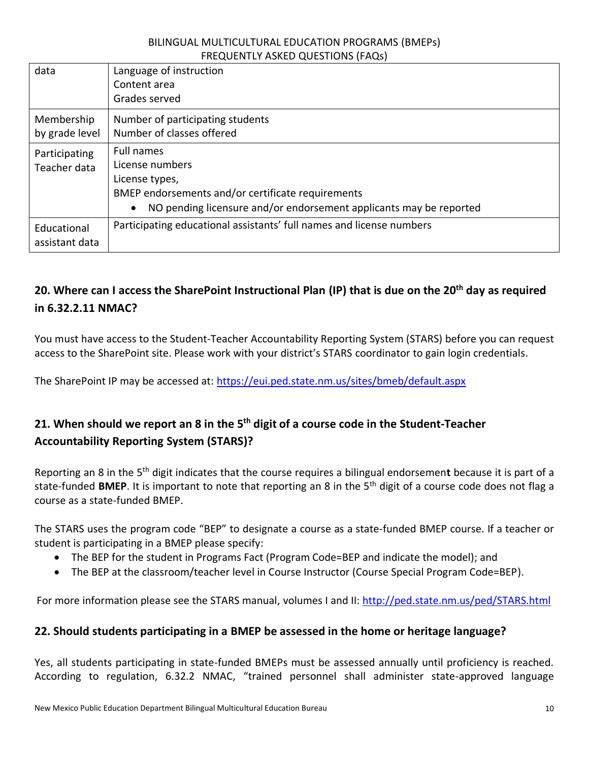| | |
|---|---|
| data | Language of instruction<br>Content area<br>Grades served |
| Membership by grade level | Number of participating students<br>Number of classes offered |
| Participating Teacher data | Full names<br>License numbers<br>License types,<br>BMEP endorsements and/or certificate requirements<br>• NO pending licensure and/or endorsement applicants may be reported |
| Educational assistant data | Participating educational assistants' full names and license numbers |

## 20. Where can I access the SharePoint Instructional Plan (IP) that is due on the 20th day as required in 6.32.2.11 NMAC?

You must have access to the Student-Teacher Accountability Reporting System (STARS) before you can request access to the SharePoint site. Please work with your district's STARS coordinator to gain login credentials.

The SharePoint IP may be accessed at: https://eui.ped.state.nm.us/sites/bmeb/default.aspx

## 21. When should we report an 8 in the 5th digit of a course code in the Student-Teacher Accountability Reporting System (STARS)?

Reporting an 8 in the 5th digit indicates that the course requires a bilingual endorsement because it is part of a state-funded **BMEP**. It is important to note that reporting an 8 in the 5th digit of a course code does not flag a course as a state-funded BMEP.

The STARS uses the program code "BEP" to designate a course as a state-funded BMEP course. If a teacher or student is participating in a BMEP please specify:

- The BEP for the student in Programs Fact (Program Code=BEP and indicate the model); and
- The BEP at the classroom/teacher level in Course Instructor (Course Special Program Code=BEP).

For more information please see the STARS manual, volumes I and II: http://ped.state.nm.us/ped/STARS.html

## 22. Should students participating in a BMEP be assessed in the home or heritage language?

Yes, all students participating in state-funded BMEPs must be assessed annually until proficiency is reached. According to regulation, 6.32.2 NMAC, "trained personnel shall administer state-approved language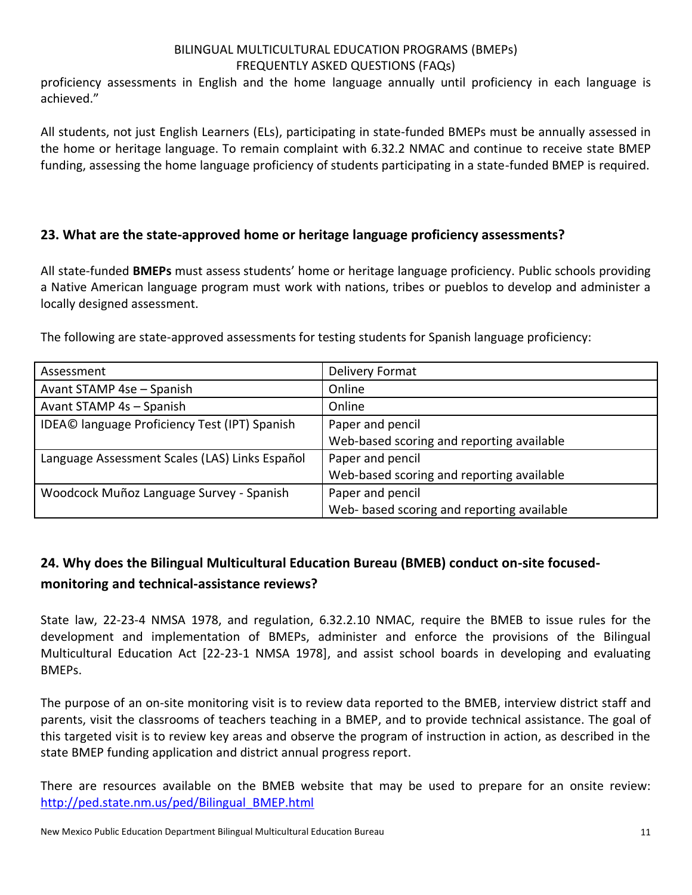proficiency assessments in English and the home language annually until proficiency in each language is achieved."

All students, not just English Learners (ELs), participating in state-funded BMEPs must be annually assessed in the home or heritage language. To remain complaint with 6.32.2 NMAC and continue to receive state BMEP funding, assessing the home language proficiency of students participating in a state-funded BMEP is required.

### 23. What are the state-approved home or heritage language proficiency assessments?

All state-funded **BMEPs** must assess students' home or heritage language proficiency. Public schools providing a Native American language program must work with nations, tribes or pueblos to develop and administer a locally designed assessment.

The following are state-approved assessments for testing students for Spanish language proficiency:

| Assessment | Delivery Format |
|---|---|
| Avant STAMP 4se – Spanish | Online |
| Avant STAMP 4s – Spanish | Online |
| IDEA© language Proficiency Test (IPT) Spanish | Paper and pencil<br>Web-based scoring and reporting available |
| Language Assessment Scales (LAS) Links Español | Paper and pencil<br>Web-based scoring and reporting available |
| Woodcock Muñoz Language Survey - Spanish | Paper and pencil<br>Web- based scoring and reporting available |

### 24. Why does the Bilingual Multicultural Education Bureau (BMEB) conduct on-site focused-monitoring and technical-assistance reviews?

State law, 22-23-4 NMSA 1978, and regulation, 6.32.2.10 NMAC, require the BMEB to issue rules for the development and implementation of BMEPs, administer and enforce the provisions of the Bilingual Multicultural Education Act [22-23-1 NMSA 1978], and assist school boards in developing and evaluating BMEPs.

The purpose of an on-site monitoring visit is to review data reported to the BMEB, interview district staff and parents, visit the classrooms of teachers teaching in a BMEP, and to provide technical assistance. The goal of this targeted visit is to review key areas and observe the program of instruction in action, as described in the state BMEP funding application and district annual progress report.

There are resources available on the BMEB website that may be used to prepare for an onsite review: http://ped.state.nm.us/ped/Bilingual_BMEP.html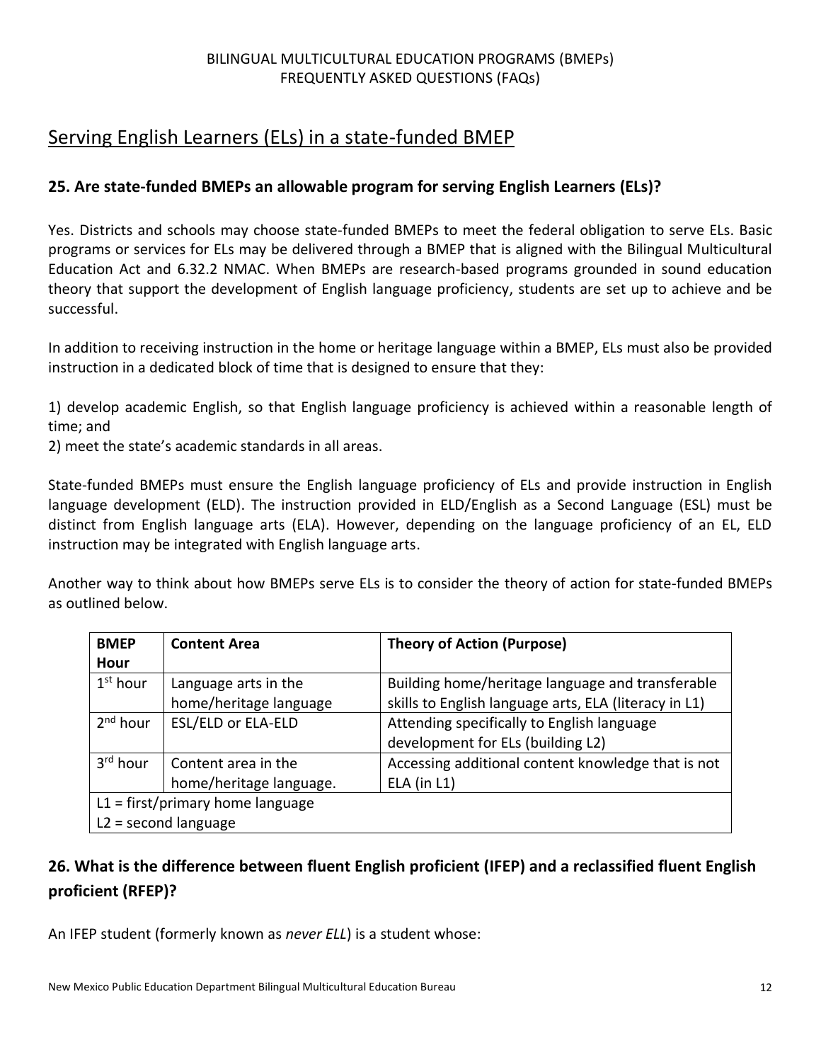## Serving English Learners (ELs) in a state-funded BMEP

### 25. Are state-funded BMEPs an allowable program for serving English Learners (ELs)?

Yes. Districts and schools may choose state-funded BMEPs to meet the federal obligation to serve ELs. Basic programs or services for ELs may be delivered through a BMEP that is aligned with the Bilingual Multicultural Education Act and 6.32.2 NMAC. When BMEPs are research-based programs grounded in sound education theory that support the development of English language proficiency, students are set up to achieve and be successful.

In addition to receiving instruction in the home or heritage language within a BMEP, ELs must also be provided instruction in a dedicated block of time that is designed to ensure that they:

1) develop academic English, so that English language proficiency is achieved within a reasonable length of time; and
2) meet the state's academic standards in all areas.

State-funded BMEPs must ensure the English language proficiency of ELs and provide instruction in English language development (ELD). The instruction provided in ELD/English as a Second Language (ESL) must be distinct from English language arts (ELA). However, depending on the language proficiency of an EL, ELD instruction may be integrated with English language arts.

Another way to think about how BMEPs serve ELs is to consider the theory of action for state-funded BMEPs as outlined below.

| BMEP Hour | Content Area | Theory of Action (Purpose) |
|---|---|---|
| 1st hour | Language arts in the home/heritage language | Building home/heritage language and transferable skills to English language arts, ELA (literacy in L1) |
| 2nd hour | ESL/ELD or ELA-ELD | Attending specifically to English language development for ELs (building L2) |
| 3rd hour | Content area in the home/heritage language. | Accessing additional content knowledge that is not ELA (in L1) |
| L1 = first/primary home language<br>L2 = second language | | |

### 26. What is the difference between fluent English proficient (IFEP) and a reclassified fluent English proficient (RFEP)?

An IFEP student (formerly known as *never ELL*) is a student whose: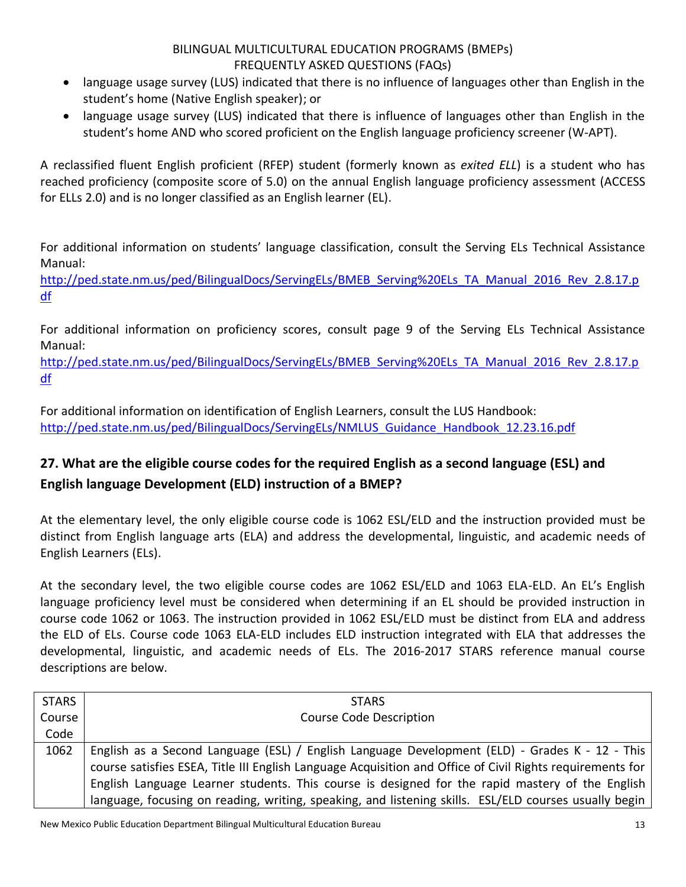- language usage survey (LUS) indicated that there is no influence of languages other than English in the student's home (Native English speaker); or
- language usage survey (LUS) indicated that there is influence of languages other than English in the student's home AND who scored proficient on the English language proficiency screener (W-APT).

A reclassified fluent English proficient (RFEP) student (formerly known as *exited ELL*) is a student who has reached proficiency (composite score of 5.0) on the annual English language proficiency assessment (ACCESS for ELLs 2.0) and is no longer classified as an English learner (EL).

For additional information on students' language classification, consult the Serving ELs Technical Assistance Manual:
http://ped.state.nm.us/ped/BilingualDocs/ServingELs/BMEB_Serving%20ELs_TA_Manual_2016_Rev_2.8.17.pdf

For additional information on proficiency scores, consult page 9 of the Serving ELs Technical Assistance Manual:
http://ped.state.nm.us/ped/BilingualDocs/ServingELs/BMEB_Serving%20ELs_TA_Manual_2016_Rev_2.8.17.pdf

For additional information on identification of English Learners, consult the LUS Handbook:
http://ped.state.nm.us/ped/BilingualDocs/ServingELs/NMLUS_Guidance_Handbook_12.23.16.pdf

## 27. What are the eligible course codes for the required English as a second language (ESL) and English language Development (ELD) instruction of a BMEP?

At the elementary level, the only eligible course code is 1062 ESL/ELD and the instruction provided must be distinct from English language arts (ELA) and address the developmental, linguistic, and academic needs of English Learners (ELs).

At the secondary level, the two eligible course codes are 1062 ESL/ELD and 1063 ELA-ELD. An EL's English language proficiency level must be considered when determining if an EL should be provided instruction in course code 1062 or 1063. The instruction provided in 1062 ESL/ELD must be distinct from ELA and address the ELD of ELs. Course code 1063 ELA-ELD includes ELD instruction integrated with ELA that addresses the developmental, linguistic, and academic needs of ELs. The 2016-2017 STARS reference manual course descriptions are below.

| STARS Course Code | STARS Course Code Description |
|---|---|
| 1062 | English as a Second Language (ESL) / English Language Development (ELD) - Grades K - 12 - This course satisfies ESEA, Title III English Language Acquisition and Office of Civil Rights requirements for English Language Learner students. This course is designed for the rapid mastery of the English language, focusing on reading, writing, speaking, and listening skills. ESL/ELD courses usually begin |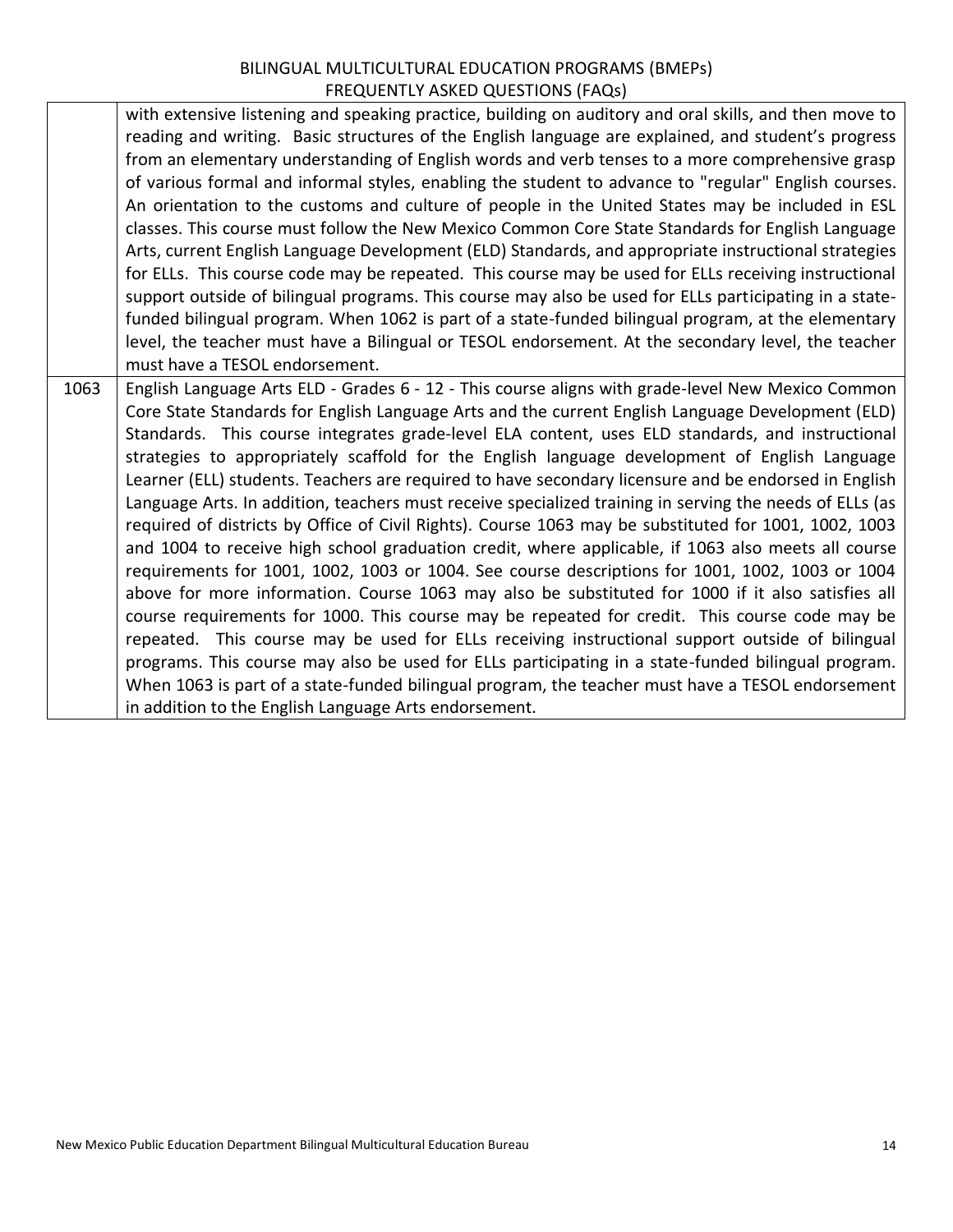| | |
|---|---|
| | with extensive listening and speaking practice, building on auditory and oral skills, and then move to reading and writing. Basic structures of the English language are explained, and student's progress from an elementary understanding of English words and verb tenses to a more comprehensive grasp of various formal and informal styles, enabling the student to advance to "regular" English courses. An orientation to the customs and culture of people in the United States may be included in ESL classes. This course must follow the New Mexico Common Core State Standards for English Language Arts, current English Language Development (ELD) Standards, and appropriate instructional strategies for ELLs. This course code may be repeated. This course may be used for ELLs receiving instructional support outside of bilingual programs. This course may also be used for ELLs participating in a state-funded bilingual program. When 1062 is part of a state-funded bilingual program, at the elementary level, the teacher must have a Bilingual or TESOL endorsement. At the secondary level, the teacher must have a TESOL endorsement. |
| 1063 | English Language Arts ELD - Grades 6 - 12 - This course aligns with grade-level New Mexico Common Core State Standards for English Language Arts and the current English Language Development (ELD) Standards. This course integrates grade-level ELA content, uses ELD standards, and instructional strategies to appropriately scaffold for the English language development of English Language Learner (ELL) students. Teachers are required to have secondary licensure and be endorsed in English Language Arts. In addition, teachers must receive specialized training in serving the needs of ELLs (as required of districts by Office of Civil Rights). Course 1063 may be substituted for 1001, 1002, 1003 and 1004 to receive high school graduation credit, where applicable, if 1063 also meets all course requirements for 1001, 1002, 1003 or 1004. See course descriptions for 1001, 1002, 1003 or 1004 above for more information. Course 1063 may also be substituted for 1000 if it also satisfies all course requirements for 1000. This course may be repeated for credit. This course code may be repeated. This course may be used for ELLs receiving instructional support outside of bilingual programs. This course may also be used for ELLs participating in a state-funded bilingual program. When 1063 is part of a state-funded bilingual program, the teacher must have a TESOL endorsement in addition to the English Language Arts endorsement. |